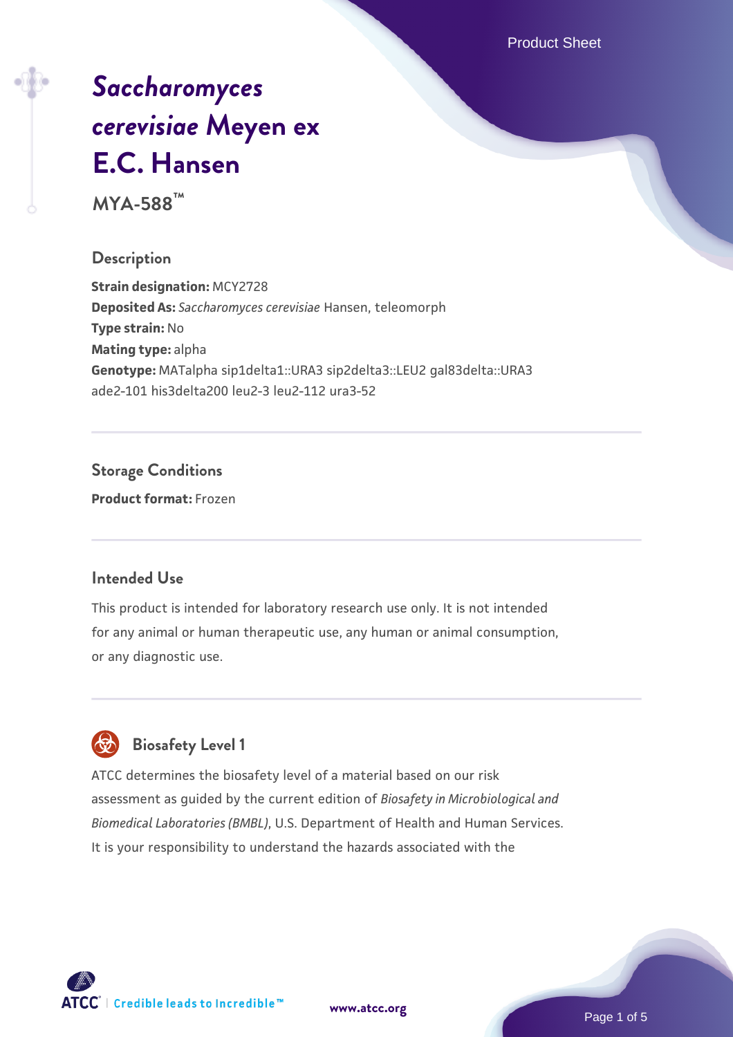# *Saccharomyces cerevisiae* Meyen ex E.C. Hansen

**MYA-588™**

## Description

**Strain designation:** MCY2728
**Deposited As:** *Saccharomyces cerevisiae* Hansen, teleomorph
**Type strain:** No
**Mating type:** alpha
**Genotype:** MATalpha sip1delta1::URA3 sip2delta3::LEU2 gal83delta::URA3 ade2-101 his3delta200 leu2-3 leu2-112 ura3-52

## Storage Conditions

**Product format:** Frozen

## Intended Use

This product is intended for laboratory research use only. It is not intended for any animal or human therapeutic use, any human or animal consumption, or any diagnostic use.

## Biosafety Level 1

ATCC determines the biosafety level of a material based on our risk assessment as guided by the current edition of *Biosafety in Microbiological and Biomedical Laboratories (BMBL)*, U.S. Department of Health and Human Services. It is your responsibility to understand the hazards associated with the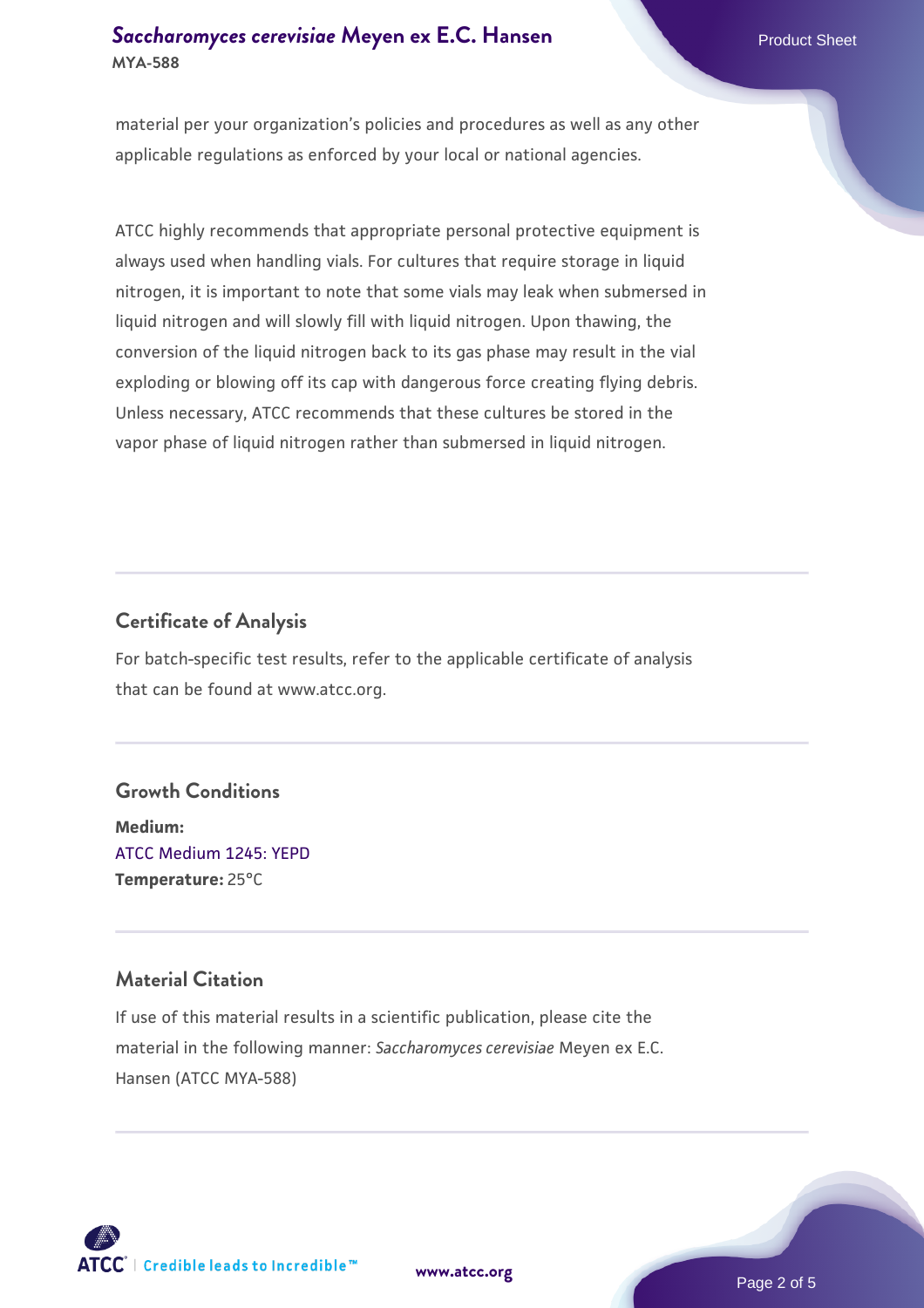material per your organization's policies and procedures as well as any other applicable regulations as enforced by your local or national agencies.

ATCC highly recommends that appropriate personal protective equipment is always used when handling vials. For cultures that require storage in liquid nitrogen, it is important to note that some vials may leak when submersed in liquid nitrogen and will slowly fill with liquid nitrogen. Upon thawing, the conversion of the liquid nitrogen back to its gas phase may result in the vial exploding or blowing off its cap with dangerous force creating flying debris. Unless necessary, ATCC recommends that these cultures be stored in the vapor phase of liquid nitrogen rather than submersed in liquid nitrogen.

## Certificate of Analysis

For batch-specific test results, refer to the applicable certificate of analysis that can be found at www.atcc.org.

## Growth Conditions

**Medium:**
ATCC Medium 1245: YEPD
**Temperature:** 25°C

## Material Citation

If use of this material results in a scientific publication, please cite the material in the following manner: *Saccharomyces cerevisiae* Meyen ex E.C. Hansen (ATCC MYA-588)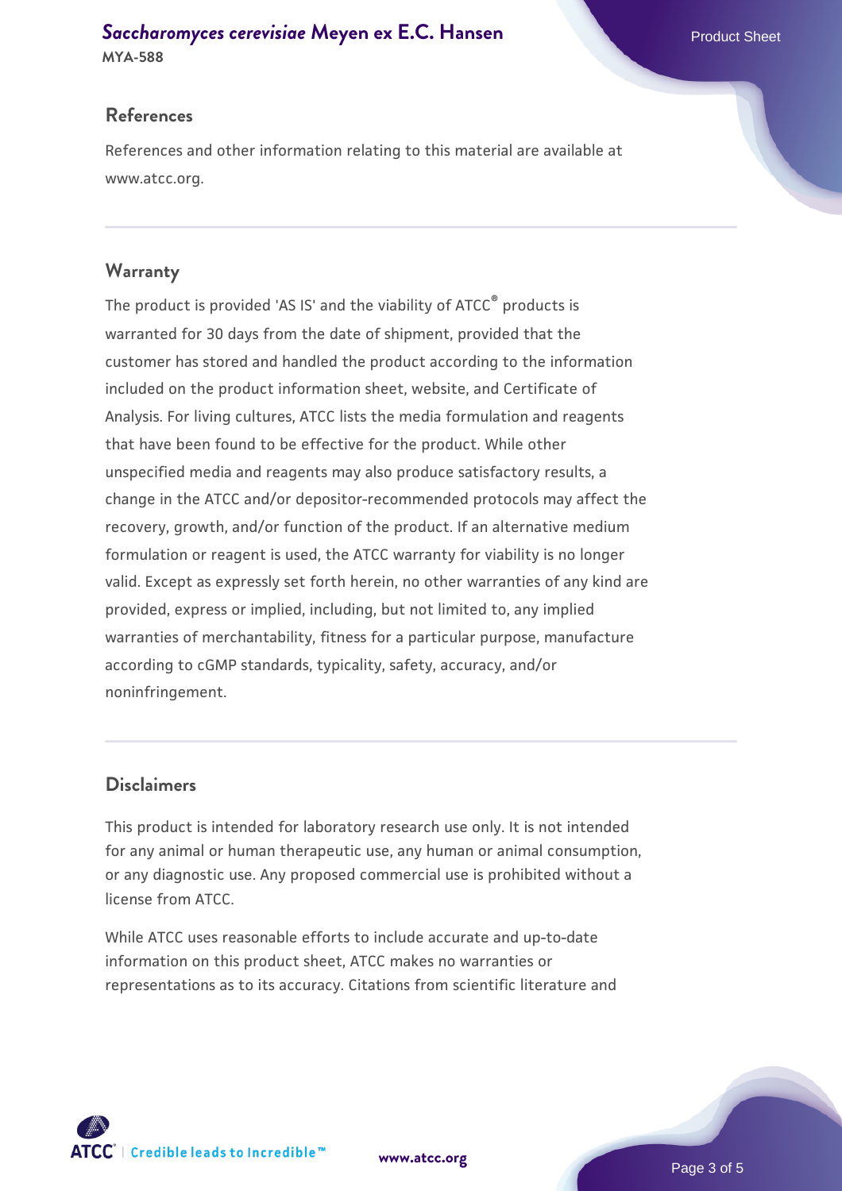## References

References and other information relating to this material are available at www.atcc.org.

## Warranty

The product is provided 'AS IS' and the viability of ATCC® products is warranted for 30 days from the date of shipment, provided that the customer has stored and handled the product according to the information included on the product information sheet, website, and Certificate of Analysis. For living cultures, ATCC lists the media formulation and reagents that have been found to be effective for the product. While other unspecified media and reagents may also produce satisfactory results, a change in the ATCC and/or depositor-recommended protocols may affect the recovery, growth, and/or function of the product. If an alternative medium formulation or reagent is used, the ATCC warranty for viability is no longer valid. Except as expressly set forth herein, no other warranties of any kind are provided, express or implied, including, but not limited to, any implied warranties of merchantability, fitness for a particular purpose, manufacture according to cGMP standards, typicality, safety, accuracy, and/or noninfringement.

## Disclaimers

This product is intended for laboratory research use only. It is not intended for any animal or human therapeutic use, any human or animal consumption, or any diagnostic use. Any proposed commercial use is prohibited without a license from ATCC.

While ATCC uses reasonable efforts to include accurate and up-to-date information on this product sheet, ATCC makes no warranties or representations as to its accuracy. Citations from scientific literature and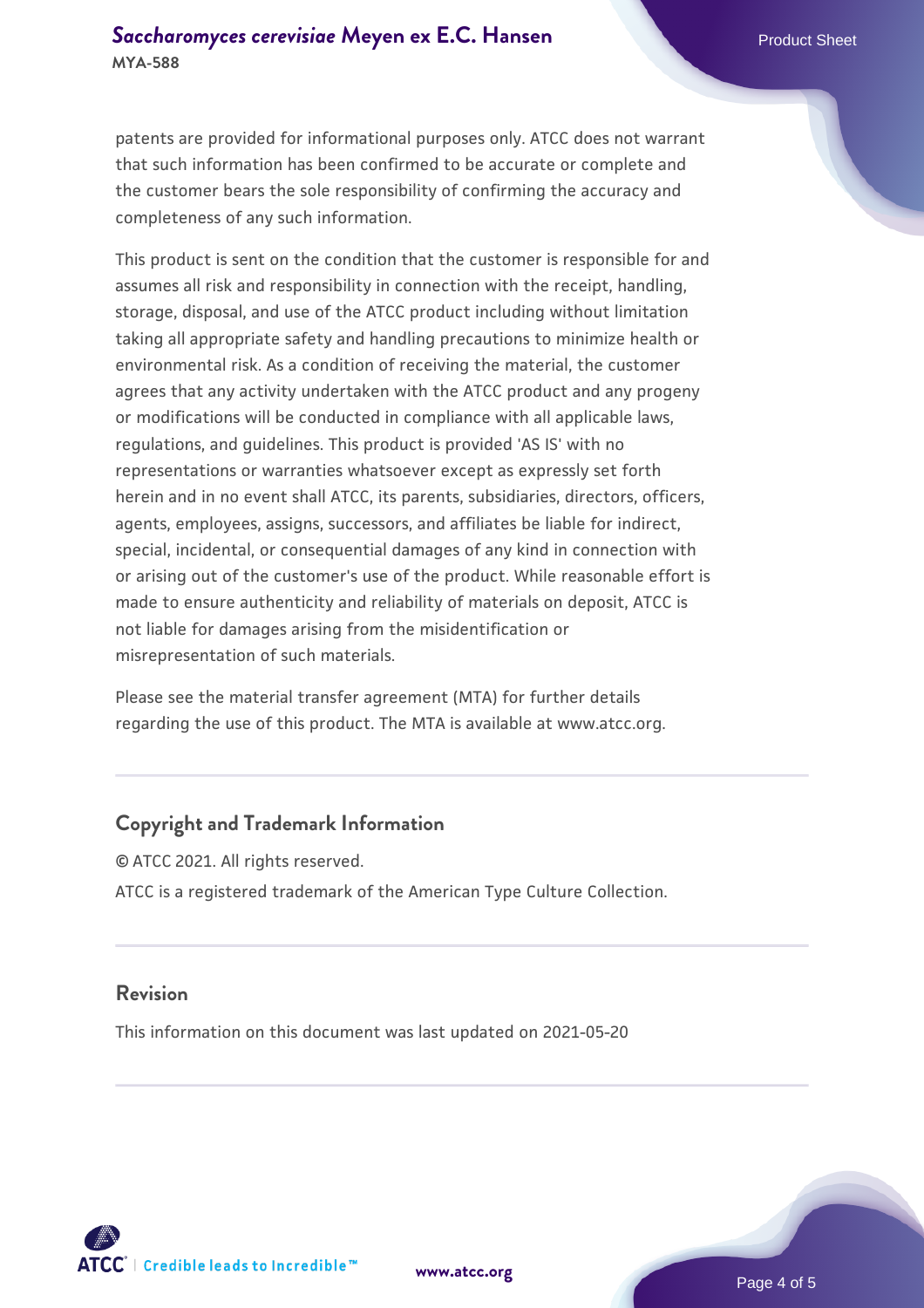patents are provided for informational purposes only. ATCC does not warrant that such information has been confirmed to be accurate or complete and the customer bears the sole responsibility of confirming the accuracy and completeness of any such information.

This product is sent on the condition that the customer is responsible for and assumes all risk and responsibility in connection with the receipt, handling, storage, disposal, and use of the ATCC product including without limitation taking all appropriate safety and handling precautions to minimize health or environmental risk. As a condition of receiving the material, the customer agrees that any activity undertaken with the ATCC product and any progeny or modifications will be conducted in compliance with all applicable laws, regulations, and guidelines. This product is provided 'AS IS' with no representations or warranties whatsoever except as expressly set forth herein and in no event shall ATCC, its parents, subsidiaries, directors, officers, agents, employees, assigns, successors, and affiliates be liable for indirect, special, incidental, or consequential damages of any kind in connection with or arising out of the customer's use of the product. While reasonable effort is made to ensure authenticity and reliability of materials on deposit, ATCC is not liable for damages arising from the misidentification or misrepresentation of such materials.

Please see the material transfer agreement (MTA) for further details regarding the use of this product. The MTA is available at www.atcc.org.

## Copyright and Trademark Information

© ATCC 2021. All rights reserved.

ATCC is a registered trademark of the American Type Culture Collection.

## Revision

This information on this document was last updated on 2021-05-20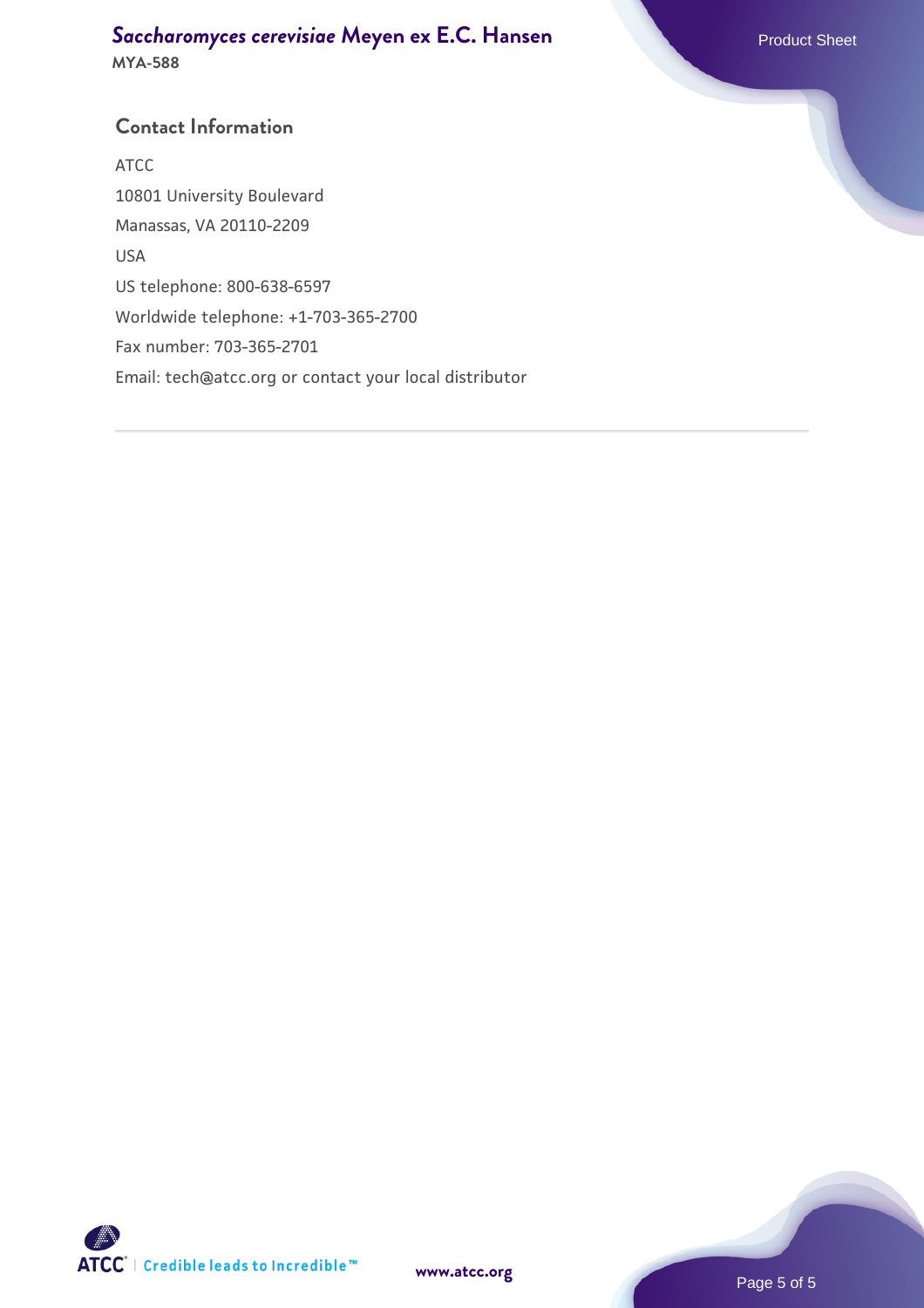## Contact Information

ATCC

10801 University Boulevard

Manassas, VA 20110-2209

USA

US telephone: 800-638-6597

Worldwide telephone: +1-703-365-2700

Fax number: 703-365-2701

Email: tech@atcc.org or contact your local distributor